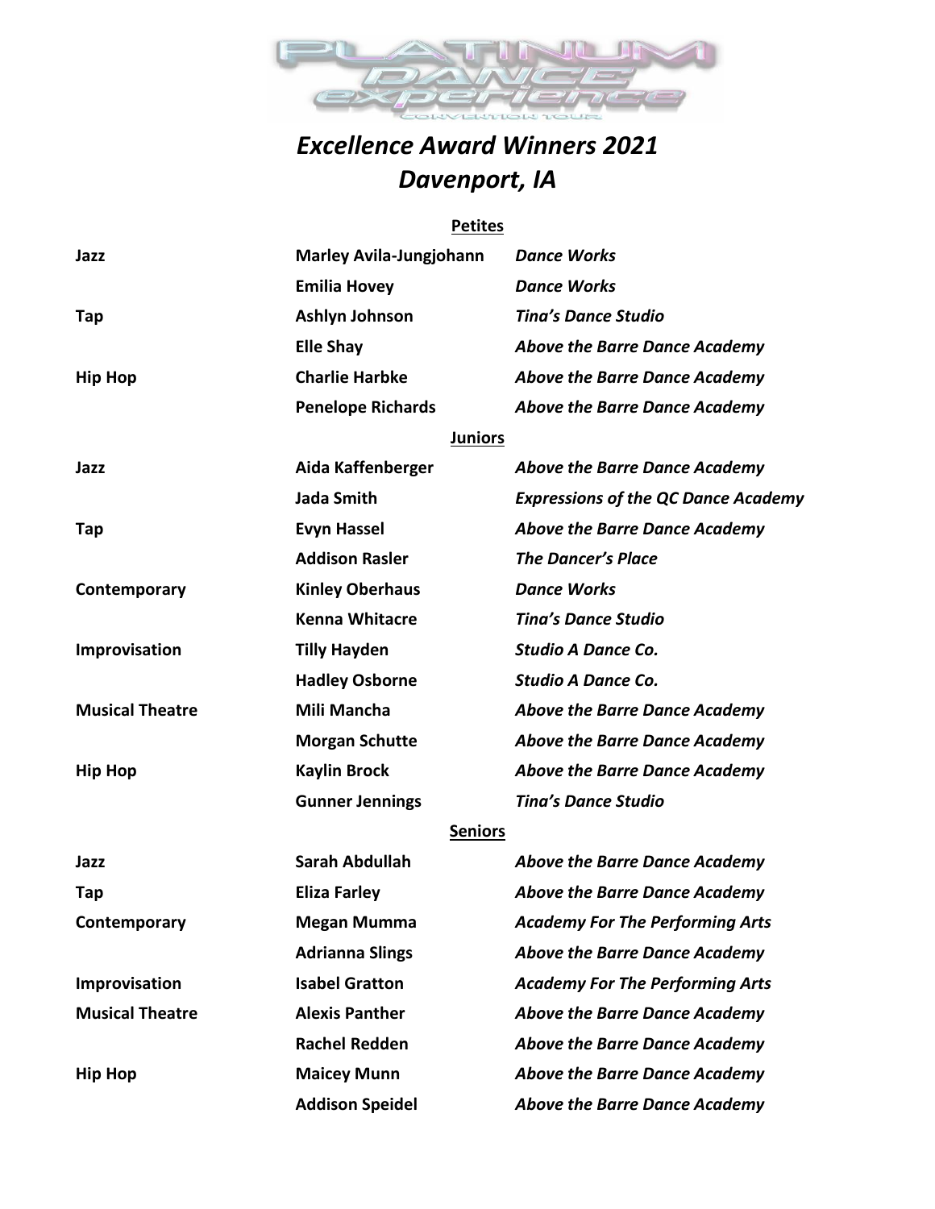# *Excellence Award Winners 2021*
# *Davenport, IA*

**Petites**

| | | |
|---|---|---|
| **Jazz** | **Marley Avila-Jungjohann** | ***Dance Works*** |
| | **Emilia Hovey** | ***Dance Works*** |
| **Tap** | **Ashlyn Johnson** | ***Tina's Dance Studio*** |
| | **Elle Shay** | ***Above the Barre Dance Academy*** |
| **Hip Hop** | **Charlie Harbke** | ***Above the Barre Dance Academy*** |
| | **Penelope Richards** | ***Above the Barre Dance Academy*** |

**Juniors**

| | | |
|---|---|---|
| **Jazz** | **Aida Kaffenberger** | ***Above the Barre Dance Academy*** |
| | **Jada Smith** | ***Expressions of the QC Dance Academy*** |
| **Tap** | **Evyn Hassel** | ***Above the Barre Dance Academy*** |
| | **Addison Rasler** | ***The Dancer's Place*** |
| **Contemporary** | **Kinley Oberhaus** | ***Dance Works*** |
| | **Kenna Whitacre** | ***Tina's Dance Studio*** |
| **Improvisation** | **Tilly Hayden** | ***Studio A Dance Co.*** |
| | **Hadley Osborne** | ***Studio A Dance Co.*** |
| **Musical Theatre** | **Mili Mancha** | ***Above the Barre Dance Academy*** |
| | **Morgan Schutte** | ***Above the Barre Dance Academy*** |
| **Hip Hop** | **Kaylin Brock** | ***Above the Barre Dance Academy*** |
| | **Gunner Jennings** | ***Tina's Dance Studio*** |

**Seniors**

| | | |
|---|---|---|
| **Jazz** | **Sarah Abdullah** | ***Above the Barre Dance Academy*** |
| **Tap** | **Eliza Farley** | ***Above the Barre Dance Academy*** |
| **Contemporary** | **Megan Mumma** | ***Academy For The Performing Arts*** |
| | **Adrianna Slings** | ***Above the Barre Dance Academy*** |
| **Improvisation** | **Isabel Gratton** | ***Academy For The Performing Arts*** |
| **Musical Theatre** | **Alexis Panther** | ***Above the Barre Dance Academy*** |
| | **Rachel Redden** | ***Above the Barre Dance Academy*** |
| **Hip Hop** | **Maicey Munn** | ***Above the Barre Dance Academy*** |
| | **Addison Speidel** | ***Above the Barre Dance Academy*** |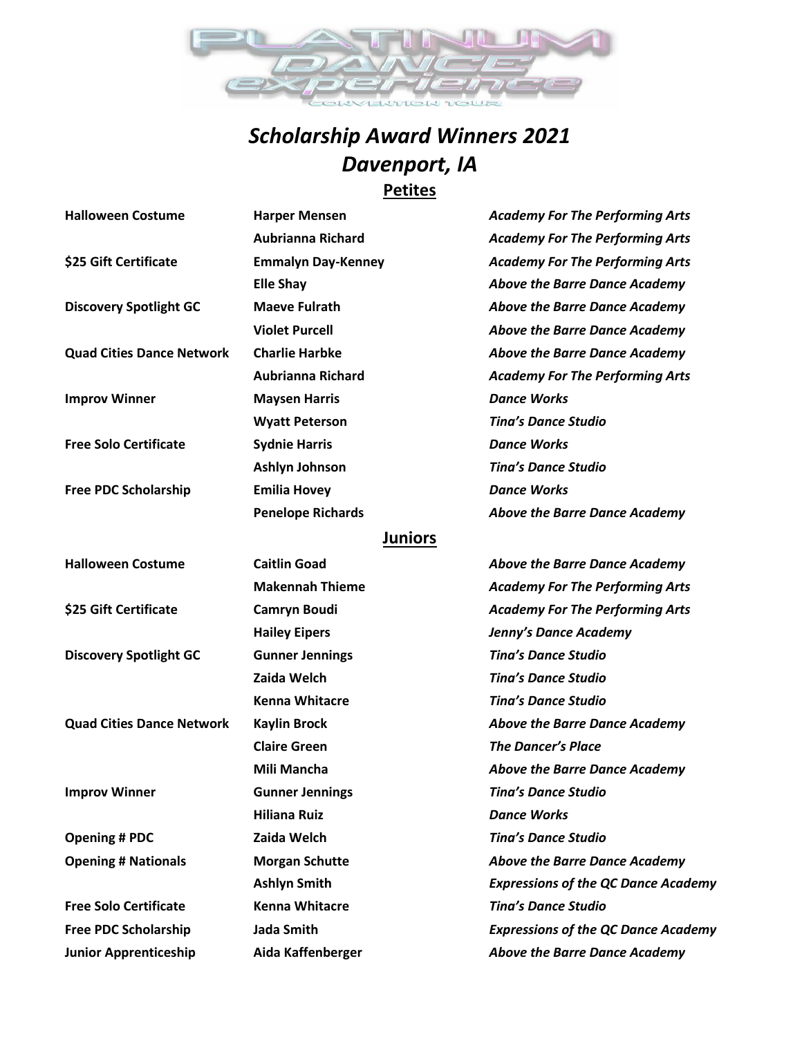PLATINUM DANCE experience CONVENTION TOUR

# *Scholarship Award Winners 2021*
# *Davenport, IA*

## Petites

| | | |
|---|---|---|
| **Halloween Costume** | **Harper Mensen** | ***Academy For The Performing Arts*** |
| | **Aubrianna Richard** | ***Academy For The Performing Arts*** |
| **$25 Gift Certificate** | **Emmalyn Day-Kenney** | ***Academy For The Performing Arts*** |
| | **Elle Shay** | ***Above the Barre Dance Academy*** |
| **Discovery Spotlight GC** | **Maeve Fulrath** | ***Above the Barre Dance Academy*** |
| | **Violet Purcell** | ***Above the Barre Dance Academy*** |
| **Quad Cities Dance Network** | **Charlie Harbke** | ***Above the Barre Dance Academy*** |
| | **Aubrianna Richard** | ***Academy For The Performing Arts*** |
| **Improv Winner** | **Maysen Harris** | ***Dance Works*** |
| | **Wyatt Peterson** | ***Tina's Dance Studio*** |
| **Free Solo Certificate** | **Sydnie Harris** | ***Dance Works*** |
| | **Ashlyn Johnson** | ***Tina's Dance Studio*** |
| **Free PDC Scholarship** | **Emilia Hovey** | ***Dance Works*** |
| | **Penelope Richards** | ***Above the Barre Dance Academy*** |

## Juniors

| | | |
|---|---|---|
| **Halloween Costume** | **Caitlin Goad** | ***Above the Barre Dance Academy*** |
| | **Makennah Thieme** | ***Academy For The Performing Arts*** |
| **$25 Gift Certificate** | **Camryn Boudi** | ***Academy For The Performing Arts*** |
| | **Hailey Eipers** | ***Jenny's Dance Academy*** |
| **Discovery Spotlight GC** | **Gunner Jennings** | ***Tina's Dance Studio*** |
| | **Zaida Welch** | ***Tina's Dance Studio*** |
| | **Kenna Whitacre** | ***Tina's Dance Studio*** |
| **Quad Cities Dance Network** | **Kaylin Brock** | ***Above the Barre Dance Academy*** |
| | **Claire Green** | ***The Dancer's Place*** |
| | **Mili Mancha** | ***Above the Barre Dance Academy*** |
| **Improv Winner** | **Gunner Jennings** | ***Tina's Dance Studio*** |
| | **Hiliana Ruiz** | ***Dance Works*** |
| **Opening # PDC** | **Zaida Welch** | ***Tina's Dance Studio*** |
| **Opening # Nationals** | **Morgan Schutte** | ***Above the Barre Dance Academy*** |
| | **Ashlyn Smith** | ***Expressions of the QC Dance Academy*** |
| **Free Solo Certificate** | **Kenna Whitacre** | ***Tina's Dance Studio*** |
| **Free PDC Scholarship** | **Jada Smith** | ***Expressions of the QC Dance Academy*** |
| **Junior Apprenticeship** | **Aida Kaffenberger** | ***Above the Barre Dance Academy*** |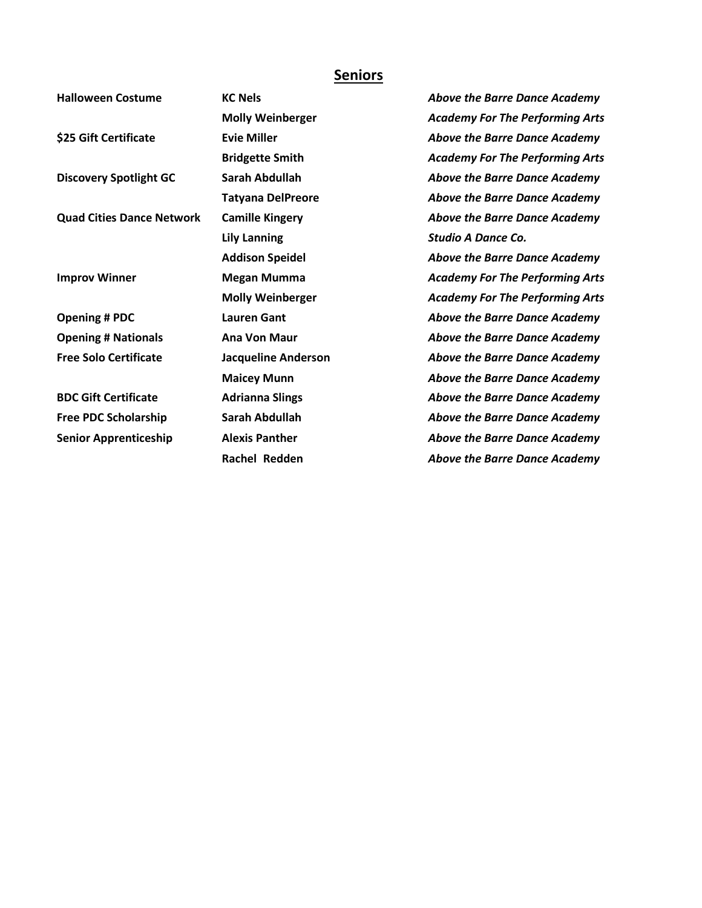## Seniors

| | | |
|---|---|---|
| **Halloween Costume** | **KC Nels** | ***Above the Barre Dance Academy*** |
| | **Molly Weinberger** | ***Academy For The Performing Arts*** |
| **$25 Gift Certificate** | **Evie Miller** | ***Above the Barre Dance Academy*** |
| | **Bridgette Smith** | ***Academy For The Performing Arts*** |
| **Discovery Spotlight GC** | **Sarah Abdullah** | ***Above the Barre Dance Academy*** |
| | **Tatyana DelPreore** | ***Above the Barre Dance Academy*** |
| **Quad Cities Dance Network** | **Camille Kingery** | ***Above the Barre Dance Academy*** |
| | **Lily Lanning** | ***Studio A Dance Co.*** |
| | **Addison Speidel** | ***Above the Barre Dance Academy*** |
| **Improv Winner** | **Megan Mumma** | ***Academy For The Performing Arts*** |
| | **Molly Weinberger** | ***Academy For The Performing Arts*** |
| **Opening # PDC** | **Lauren Gant** | ***Above the Barre Dance Academy*** |
| **Opening # Nationals** | **Ana Von Maur** | ***Above the Barre Dance Academy*** |
| **Free Solo Certificate** | **Jacqueline Anderson** | ***Above the Barre Dance Academy*** |
| | **Maicey Munn** | ***Above the Barre Dance Academy*** |
| **BDC Gift Certificate** | **Adrianna Slings** | ***Above the Barre Dance Academy*** |
| **Free PDC Scholarship** | **Sarah Abdullah** | ***Above the Barre Dance Academy*** |
| **Senior Apprenticeship** | **Alexis Panther** | ***Above the Barre Dance Academy*** |
| | **Rachel Redden** | ***Above the Barre Dance Academy*** |